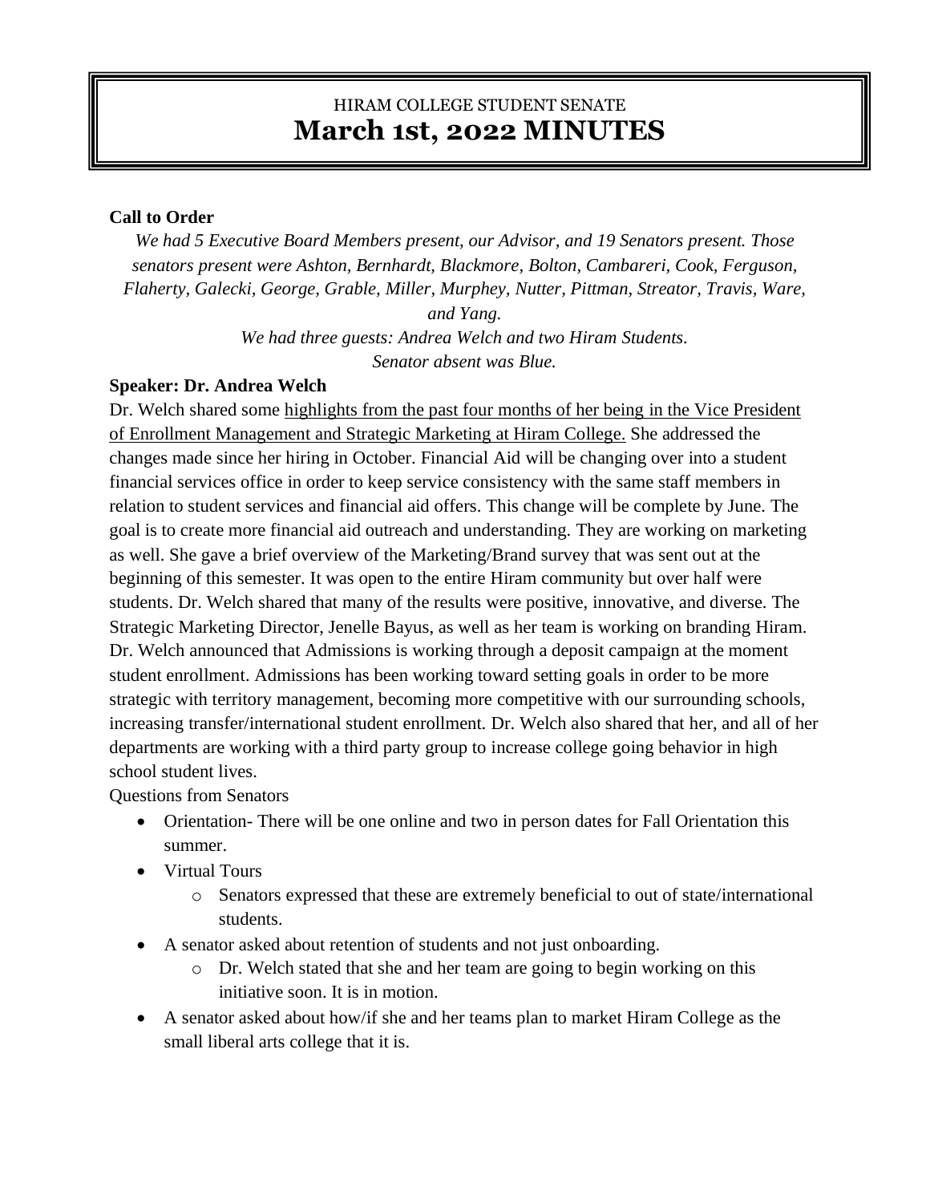# HIRAM COLLEGE STUDENT SENATE
# March 1st, 2022 MINUTES

**Call to Order**

*We had 5 Executive Board Members present, our Advisor, and 19 Senators present. Those senators present were Ashton, Bernhardt, Blackmore, Bolton, Cambareri, Cook, Ferguson, Flaherty, Galecki, George, Grable, Miller, Murphey, Nutter, Pittman, Streator, Travis, Ware, and Yang.*

*We had three guests: Andrea Welch and two Hiram Students.*

*Senator absent was Blue.*

**Speaker: Dr. Andrea Welch**

Dr. Welch shared some highlights from the past four months of her being in the Vice President of Enrollment Management and Strategic Marketing at Hiram College. She addressed the changes made since her hiring in October. Financial Aid will be changing over into a student financial services office in order to keep service consistency with the same staff members in relation to student services and financial aid offers. This change will be complete by June. The goal is to create more financial aid outreach and understanding. They are working on marketing as well. She gave a brief overview of the Marketing/Brand survey that was sent out at the beginning of this semester. It was open to the entire Hiram community but over half were students. Dr. Welch shared that many of the results were positive, innovative, and diverse. The Strategic Marketing Director, Jenelle Bayus, as well as her team is working on branding Hiram. Dr. Welch announced that Admissions is working through a deposit campaign at the moment student enrollment. Admissions has been working toward setting goals in order to be more strategic with territory management, becoming more competitive with our surrounding schools, increasing transfer/international student enrollment. Dr. Welch also shared that her, and all of her departments are working with a third party group to increase college going behavior in high school student lives.

Questions from Senators

- Orientation- There will be one online and two in person dates for Fall Orientation this summer.
- Virtual Tours
  - Senators expressed that these are extremely beneficial to out of state/international students.
- A senator asked about retention of students and not just onboarding.
  - Dr. Welch stated that she and her team are going to begin working on this initiative soon. It is in motion.
- A senator asked about how/if she and her teams plan to market Hiram College as the small liberal arts college that it is.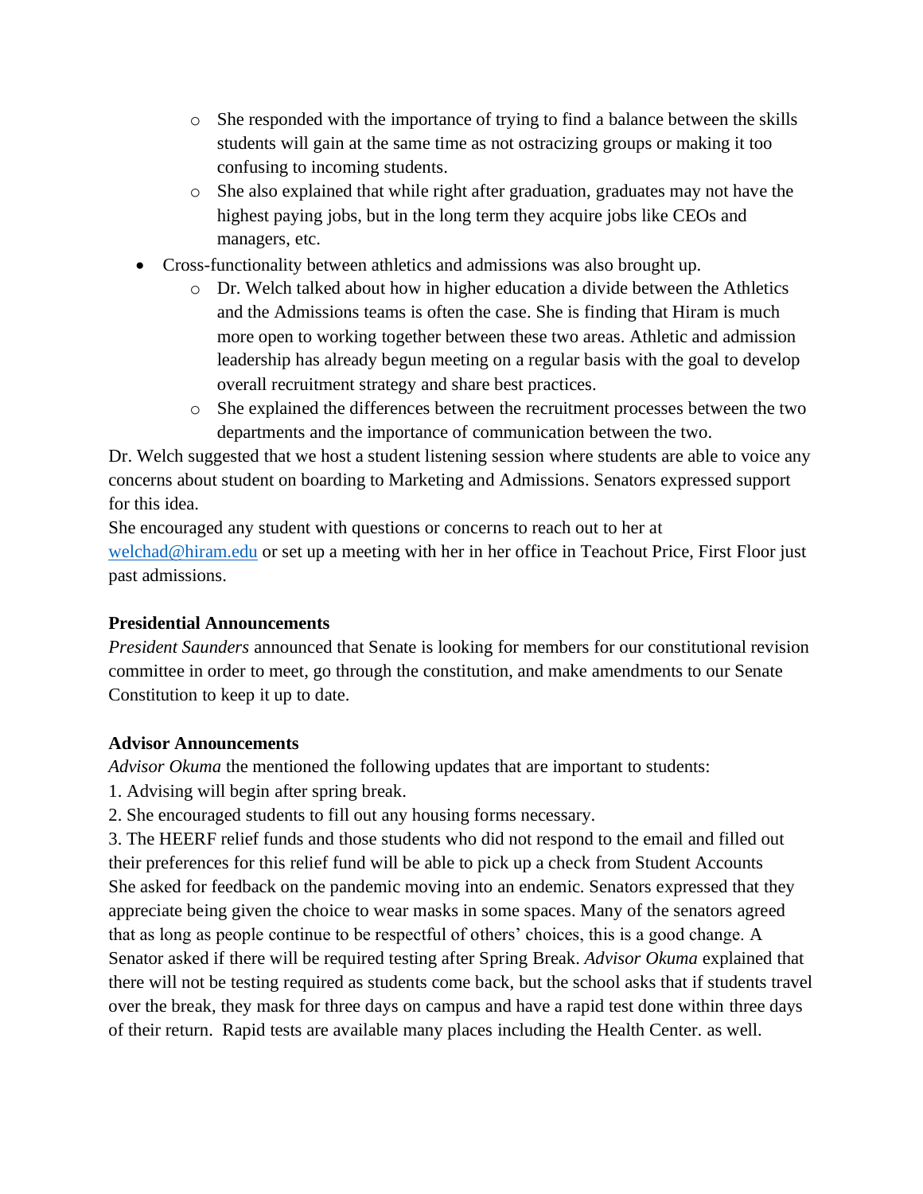- She responded with the importance of trying to find a balance between the skills students will gain at the same time as not ostracizing groups or making it too confusing to incoming students.
    - She also explained that while right after graduation, graduates may not have the highest paying jobs, but in the long term they acquire jobs like CEOs and managers, etc.
- Cross-functionality between athletics and admissions was also brought up.
    - Dr. Welch talked about how in higher education a divide between the Athletics and the Admissions teams is often the case. She is finding that Hiram is much more open to working together between these two areas. Athletic and admission leadership has already begun meeting on a regular basis with the goal to develop overall recruitment strategy and share best practices.
    - She explained the differences between the recruitment processes between the two departments and the importance of communication between the two.

Dr. Welch suggested that we host a student listening session where students are able to voice any concerns about student on boarding to Marketing and Admissions. Senators expressed support for this idea.

She encouraged any student with questions or concerns to reach out to her at welchad@hiram.edu or set up a meeting with her in her office in Teachout Price, First Floor just past admissions.

**Presidential Announcements**

*President Saunders* announced that Senate is looking for members for our constitutional revision committee in order to meet, go through the constitution, and make amendments to our Senate Constitution to keep it up to date.

**Advisor Announcements**

*Advisor Okuma* the mentioned the following updates that are important to students:

1. Advising will begin after spring break.
2. She encouraged students to fill out any housing forms necessary.
3. The HEERF relief funds and those students who did not respond to the email and filled out their preferences for this relief fund will be able to pick up a check from Student Accounts

She asked for feedback on the pandemic moving into an endemic. Senators expressed that they appreciate being given the choice to wear masks in some spaces. Many of the senators agreed that as long as people continue to be respectful of others' choices, this is a good change. A Senator asked if there will be required testing after Spring Break. *Advisor Okuma* explained that there will not be testing required as students come back, but the school asks that if students travel over the break, they mask for three days on campus and have a rapid test done within three days of their return. Rapid tests are available many places including the Health Center. as well.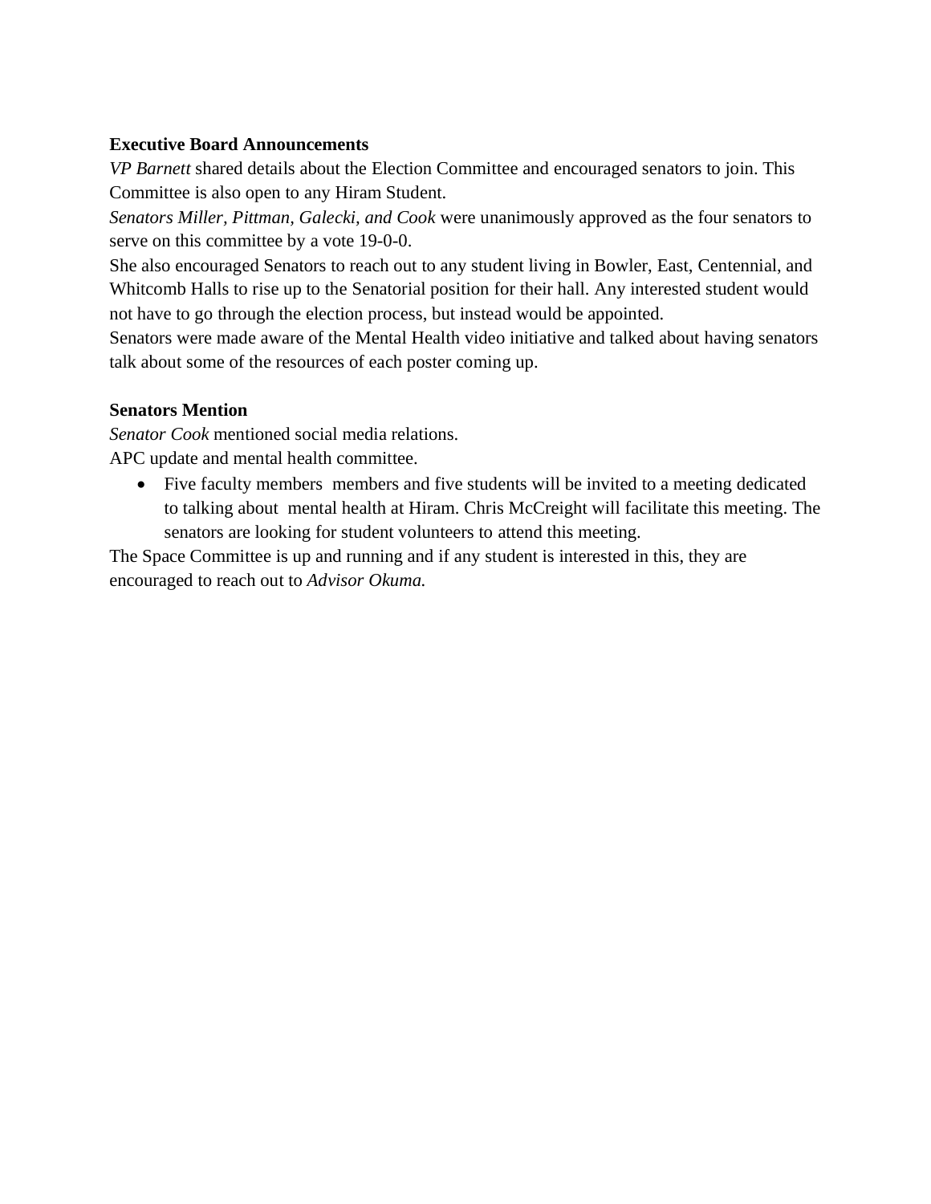**Executive Board Announcements**

*VP Barnett* shared details about the Election Committee and encouraged senators to join. This Committee is also open to any Hiram Student.

*Senators Miller, Pittman, Galecki, and Cook* were unanimously approved as the four senators to serve on this committee by a vote 19-0-0.

She also encouraged Senators to reach out to any student living in Bowler, East, Centennial, and Whitcomb Halls to rise up to the Senatorial position for their hall. Any interested student would not have to go through the election process, but instead would be appointed.

Senators were made aware of the Mental Health video initiative and talked about having senators talk about some of the resources of each poster coming up.

**Senators Mention**

*Senator Cook* mentioned social media relations.

APC update and mental health committee.

- Five faculty members  members and five students will be invited to a meeting dedicated to talking about  mental health at Hiram. Chris McCreight will facilitate this meeting. The senators are looking for student volunteers to attend this meeting.

The Space Committee is up and running and if any student is interested in this, they are encouraged to reach out to *Advisor Okuma.*